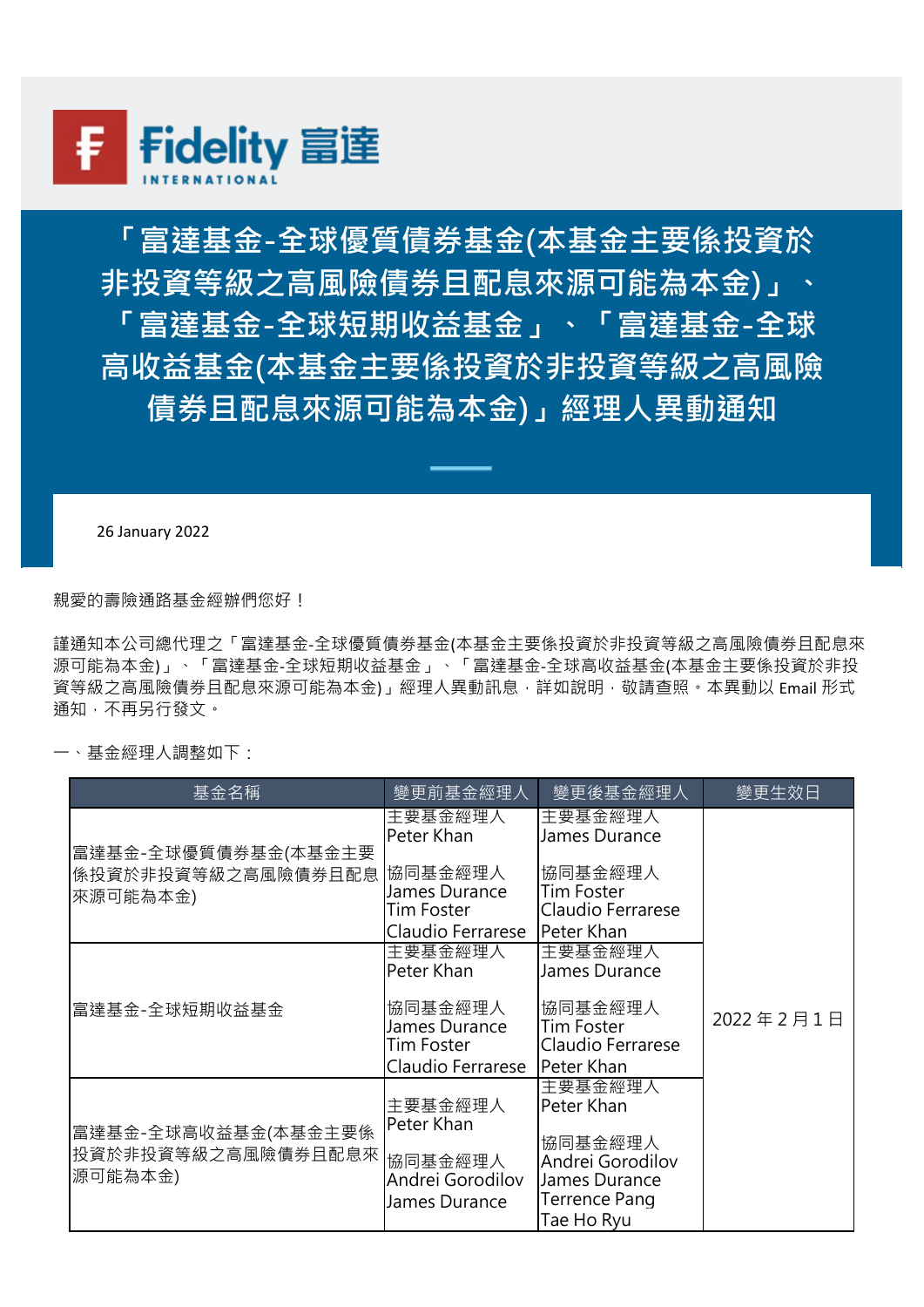Fidelity 富達 INTERNATIONAL

# 「富達基金-全球優質債券基金(本基金主要係投資於非投資等級之高風險債券且配息來源可能為本金)」、「富達基金-全球短期收益基金」、「富達基金-全球高收益基金(本基金主要係投資於非投資等級之高風險債券且配息來源可能為本金)」經理人異動通知

26 January 2022

親愛的壽險通路基金經辦們您好！

謹通知本公司總代理之「富達基金-全球優質債券基金(本基金主要係投資於非投資等級之高風險債券且配息來源可能為本金)」、「富達基金-全球短期收益基金」、「富達基金-全球高收益基金(本基金主要係投資於非投資等級之高風險債券且配息來源可能為本金)」經理人異動訊息，詳如說明，敬請查照。本異動以 Email 形式通知，不再另行發文。

一、基金經理人調整如下：

| 基金名稱 | 變更前基金經理人 | 變更後基金經理人 | 變更生效日 |
|---|---|---|---|
| 富達基金-全球優質債券基金(本基金主要係投資於非投資等級之高風險債券且配息來源可能為本金) | 主要基金經理人<br>Peter Khan<br><br>協同基金經理人<br>James Durance<br>Tim Foster<br>Claudio Ferrarese | 主要基金經理人<br>James Durance<br><br>協同基金經理人<br>Tim Foster<br>Claudio Ferrarese<br>Peter Khan | 2022 年 2 月 1 日 |
| 富達基金-全球短期收益基金 | 主要基金經理人<br>Peter Khan<br><br>協同基金經理人<br>James Durance<br>Tim Foster<br>Claudio Ferrarese | 主要基金經理人<br>James Durance<br><br>協同基金經理人<br>Tim Foster<br>Claudio Ferrarese<br>Peter Khan | 2022 年 2 月 1 日 |
| 富達基金-全球高收益基金(本基金主要係投資於非投資等級之高風險債券且配息來源可能為本金) | 主要基金經理人<br>Peter Khan<br><br>協同基金經理人<br>Andrei Gorodilov<br>James Durance | 主要基金經理人<br>Peter Khan<br><br>協同基金經理人<br>Andrei Gorodilov<br>James Durance<br>Terrence Pang<br>Tae Ho Ryu | 2022 年 2 月 1 日 |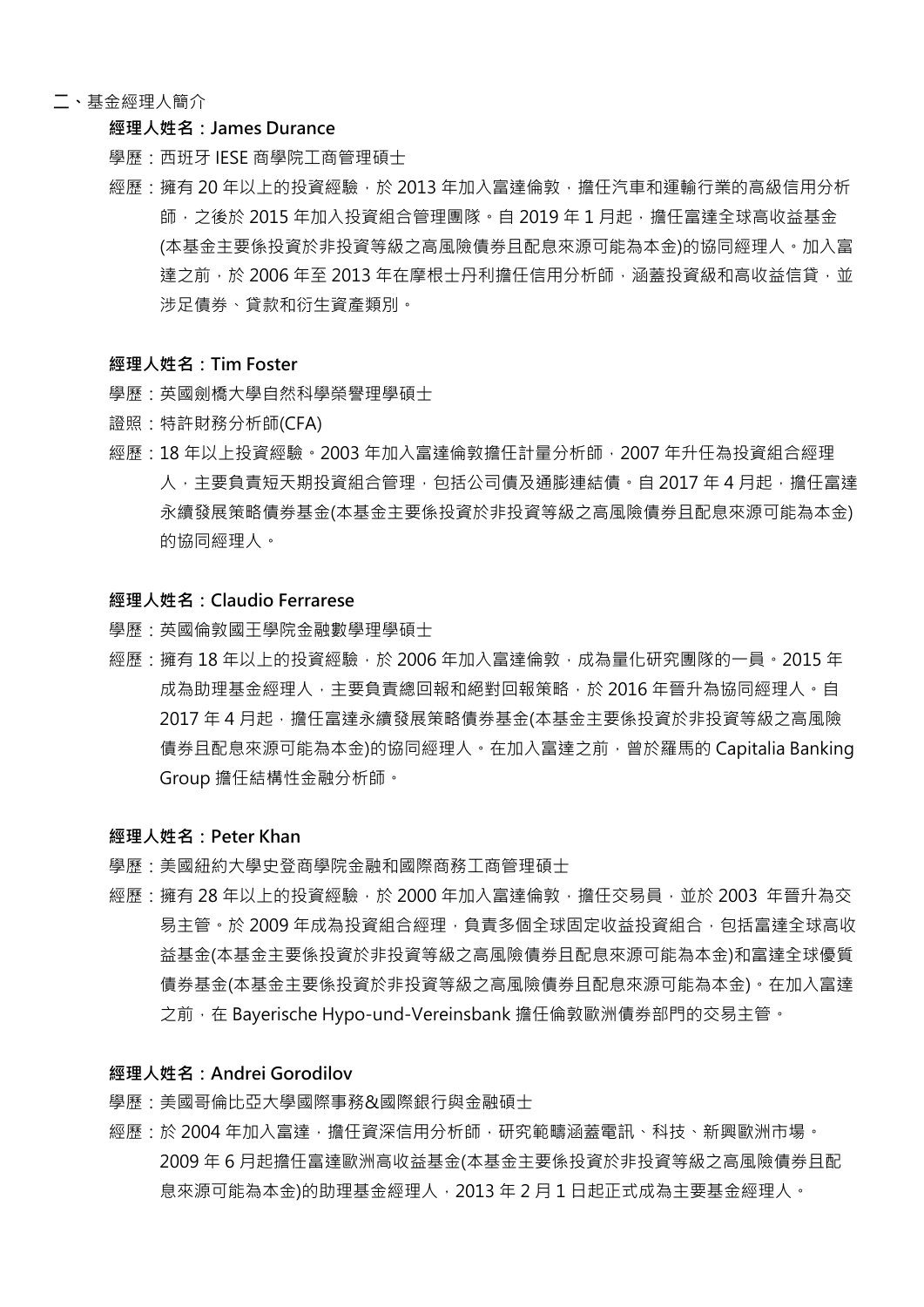## 二、基金經理人簡介

**經理人姓名：James Durance**

學歷：西班牙 IESE 商學院工商管理碩士

經歷：擁有 20 年以上的投資經驗，於 2013 年加入富達倫敦，擔任汽車和運輸行業的高級信用分析師，之後於 2015 年加入投資組合管理團隊。自 2019 年 1 月起，擔任富達全球高收益基金(本基金主要係投資於非投資等級之高風險債券且配息來源可能為本金)的協同經理人。加入富達之前，於 2006 年至 2013 年在摩根士丹利擔任信用分析師，涵蓋投資級和高收益信貸，並涉足債券、貸款和衍生資產類別。

**經理人姓名：Tim Foster**

學歷：英國劍橋大學自然科學榮譽理學碩士

證照：特許財務分析師(CFA)

經歷：18 年以上投資經驗。2003 年加入富達倫敦擔任計量分析師，2007 年升任為投資組合經理人，主要負責短天期投資組合管理，包括公司債及通膨連結債。自 2017 年 4 月起，擔任富達永續發展策略債券基金(本基金主要係投資於非投資等級之高風險債券且配息來源可能為本金)的協同經理人。

**經理人姓名：Claudio Ferrarese**

學歷：英國倫敦國王學院金融數學理學碩士

經歷：擁有 18 年以上的投資經驗，於 2006 年加入富達倫敦，成為量化研究團隊的一員。2015 年成為助理基金經理人，主要負責總回報和絕對回報策略，於 2016 年晉升為協同經理人。自 2017 年 4 月起，擔任富達永續發展策略債券基金(本基金主要係投資於非投資等級之高風險債券且配息來源可能為本金)的協同經理人。在加入富達之前，曾於羅馬的 Capitalia Banking Group 擔任結構性金融分析師。

**經理人姓名：Peter Khan**

學歷：美國紐約大學史登商學院金融和國際商務工商管理碩士

經歷：擁有 28 年以上的投資經驗，於 2000 年加入富達倫敦，擔任交易員，並於 2003 年晉升為交易主管。於 2009 年成為投資組合經理，負責多個全球固定收益投資組合，包括富達全球高收益基金(本基金主要係投資於非投資等級之高風險債券且配息來源可能為本金)和富達全球優質債券基金(本基金主要係投資於非投資等級之高風險債券且配息來源可能為本金)。在加入富達之前，在 Bayerische Hypo-und-Vereinsbank 擔任倫敦歐洲債券部門的交易主管。

**經理人姓名：Andrei Gorodilov**

學歷：美國哥倫比亞大學國際事務&國際銀行與金融碩士

經歷：於 2004 年加入富達，擔任資深信用分析師，研究範疇涵蓋電訊、科技、新興歐洲市場。2009 年 6 月起擔任富達歐洲高收益基金(本基金主要係投資於非投資等級之高風險債券且配息來源可能為本金)的助理基金經理人，2013 年 2 月 1 日起正式成為主要基金經理人。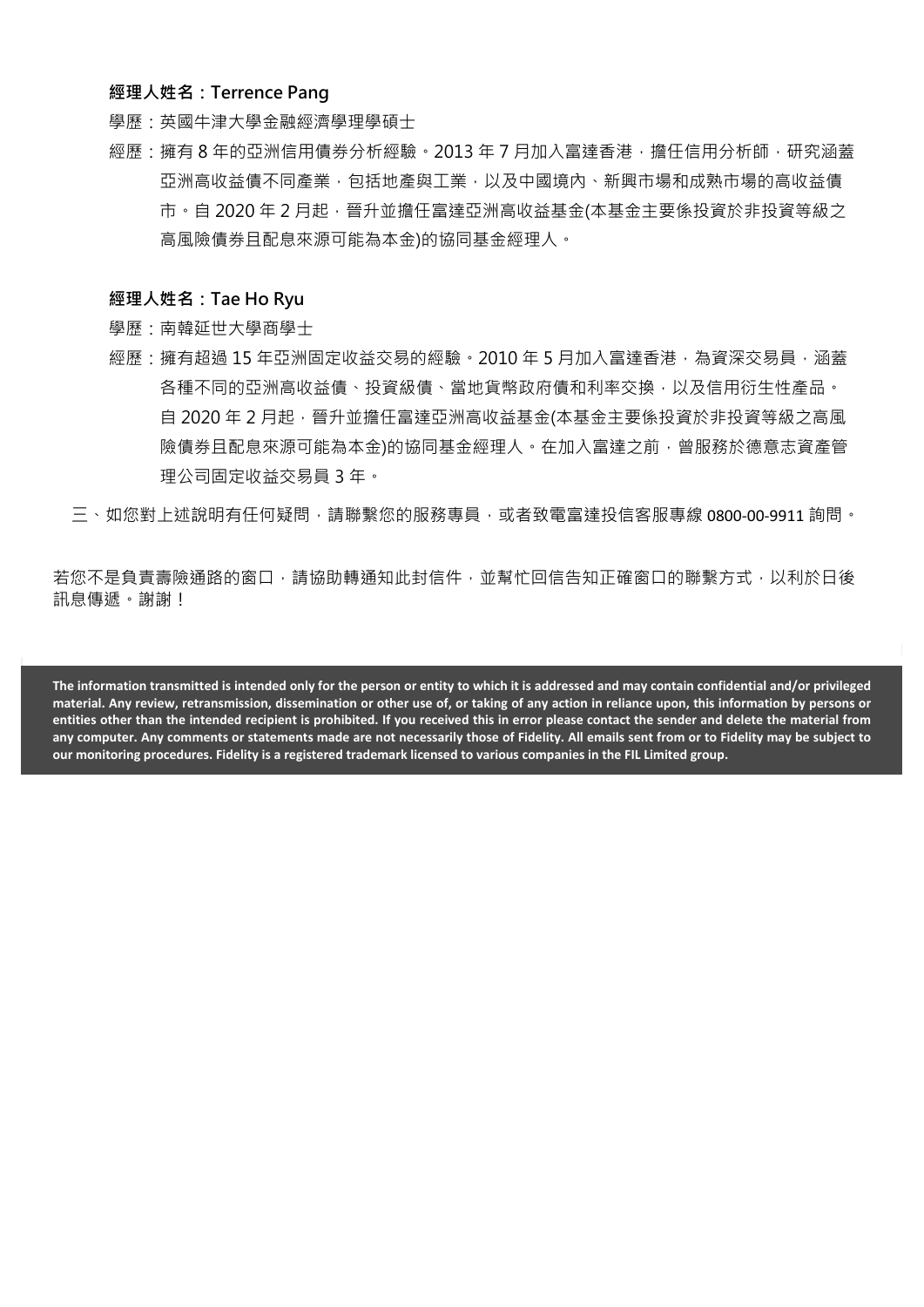**經理人姓名：Terrence Pang**

學歷：英國牛津大學金融經濟學理學碩士

經歷：擁有 8 年的亞洲信用債券分析經驗。2013 年 7 月加入富達香港，擔任信用分析師，研究涵蓋亞洲高收益債不同產業，包括地產與工業，以及中國境內、新興市場和成熟市場的高收益債市。自 2020 年 2 月起，晉升並擔任富達亞洲高收益基金(本基金主要係投資於非投資等級之高風險債券且配息來源可能為本金)的協同基金經理人。

**經理人姓名：Tae Ho Ryu**

學歷：南韓延世大學商學士

經歷：擁有超過 15 年亞洲固定收益交易的經驗。2010 年 5 月加入富達香港，為資深交易員，涵蓋各種不同的亞洲高收益債、投資級債、當地貨幣政府債和利率交換，以及信用衍生性產品。自 2020 年 2 月起，晉升並擔任富達亞洲高收益基金(本基金主要係投資於非投資等級之高風險債券且配息來源可能為本金)的協同基金經理人。在加入富達之前，曾服務於德意志資產管理公司固定收益交易員 3 年。

三、如您對上述說明有任何疑問，請聯繫您的服務專員，或者致電富達投信客服專線 0800-00-9911 詢問。

若您不是負責壽險通路的窗口，請協助轉通知此封信件，並幫忙回信告知正確窗口的聯繫方式，以利於日後訊息傳遞。謝謝！

**The information transmitted is intended only for the person or entity to which it is addressed and may contain confidential and/or privileged material. Any review, retransmission, dissemination or other use of, or taking of any action in reliance upon, this information by persons or entities other than the intended recipient is prohibited. If you received this in error please contact the sender and delete the material from any computer. Any comments or statements made are not necessarily those of Fidelity. All emails sent from or to Fidelity may be subject to our monitoring procedures. Fidelity is a registered trademark licensed to various companies in the FIL Limited group.**